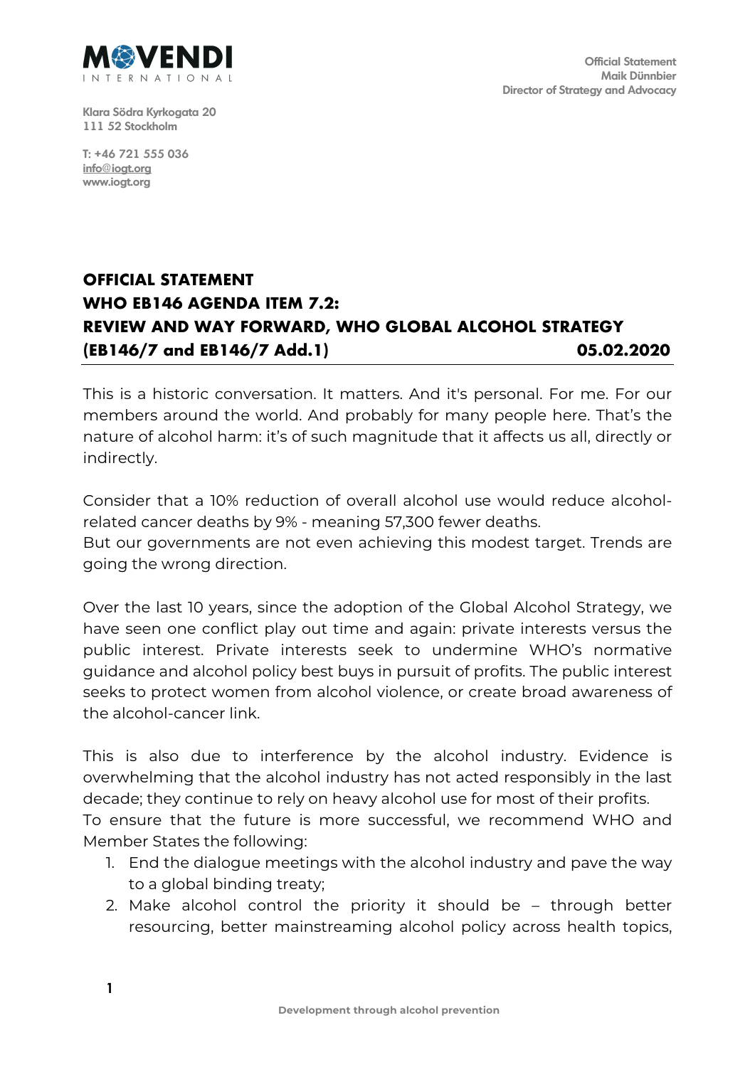MOVENDI INTERNATIONAL

Official Statement
Maik Dünnbier
Director of Strategy and Advocacy

Klara Södra Kyrkogata 20
111 52 Stockholm

T: +46 721 555 036
info@iogt.org
www.iogt.org

# OFFICIAL STATEMENT
# WHO EB146 AGENDA ITEM 7.2: REVIEW AND WAY FORWARD, WHO GLOBAL ALCOHOL STRATEGY (EB146/7 and EB146/7 Add.1) 05.02.2020

This is a historic conversation. It matters. And it's personal. For me. For our members around the world. And probably for many people here. That's the nature of alcohol harm: it's of such magnitude that it affects us all, directly or indirectly.

Consider that a 10% reduction of overall alcohol use would reduce alcohol-related cancer deaths by 9% - meaning 57,300 fewer deaths.
But our governments are not even achieving this modest target. Trends are going the wrong direction.

Over the last 10 years, since the adoption of the Global Alcohol Strategy, we have seen one conflict play out time and again: private interests versus the public interest. Private interests seek to undermine WHO's normative guidance and alcohol policy best buys in pursuit of profits. The public interest seeks to protect women from alcohol violence, or create broad awareness of the alcohol-cancer link.

This is also due to interference by the alcohol industry. Evidence is overwhelming that the alcohol industry has not acted responsibly in the last decade; they continue to rely on heavy alcohol use for most of their profits.
To ensure that the future is more successful, we recommend WHO and Member States the following:

1. End the dialogue meetings with the alcohol industry and pave the way to a global binding treaty;
2. Make alcohol control the priority it should be – through better resourcing, better mainstreaming alcohol policy across health topics,

Development through alcohol prevention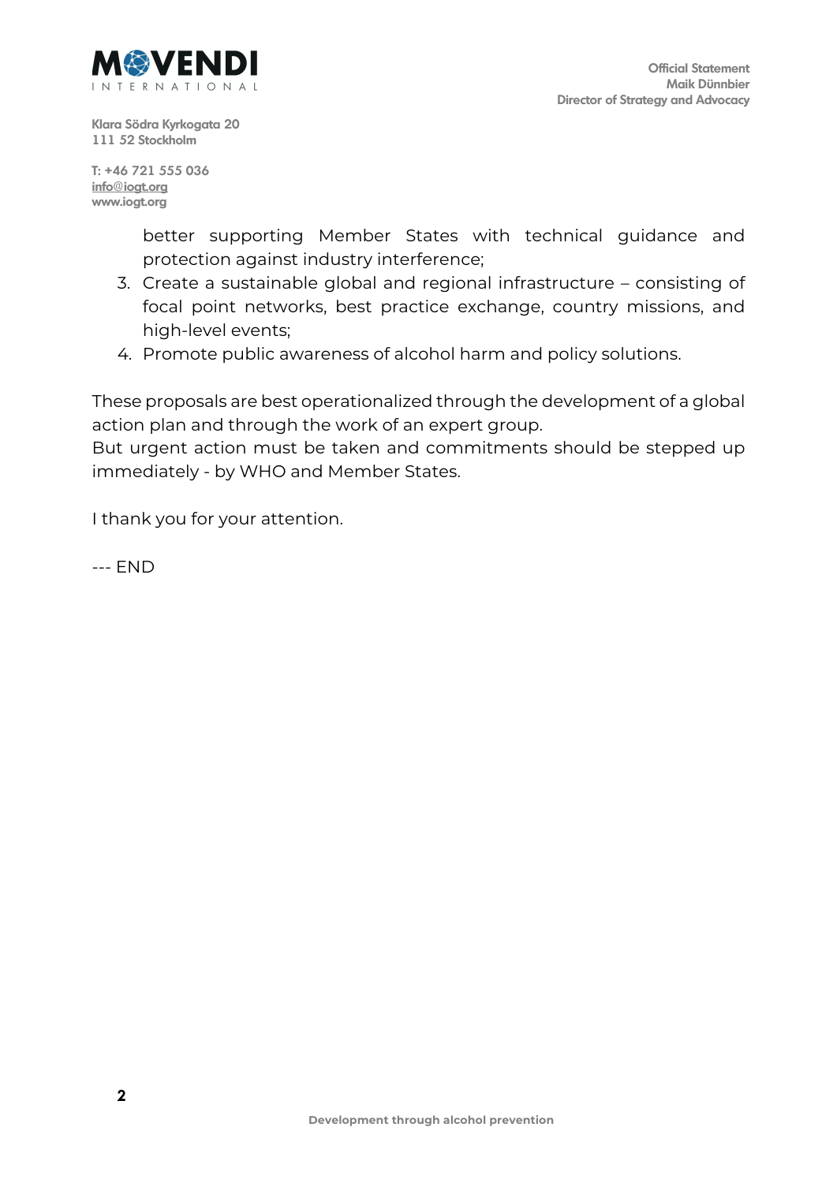better supporting Member States with technical guidance and protection against industry interference;

3. Create a sustainable global and regional infrastructure – consisting of focal point networks, best practice exchange, country missions, and high-level events;
4. Promote public awareness of alcohol harm and policy solutions.

These proposals are best operationalized through the development of a global action plan and through the work of an expert group.
But urgent action must be taken and commitments should be stepped up immediately - by WHO and Member States.

I thank you for your attention.

--- END